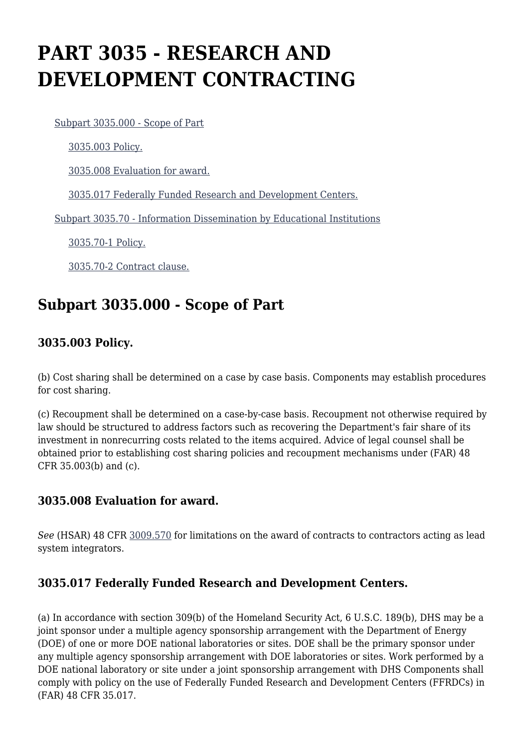# PART 3035 - RESEARCH AND DEVELOPMENT CONTRACTING

- [Subpart 3035.000 - Scope of Part](#)
  - [3035.003 Policy.](#)
  - [3035.008 Evaluation for award.](#)
  - [3035.017 Federally Funded Research and Development Centers.](#)
- [Subpart 3035.70 - Information Dissemination by Educational Institutions](#)
  - [3035.70-1 Policy.](#)
  - [3035.70-2 Contract clause.](#)

## Subpart 3035.000 - Scope of Part

### 3035.003 Policy.

(b) Cost sharing shall be determined on a case by case basis. Components may establish procedures for cost sharing.

(c) Recoupment shall be determined on a case-by-case basis. Recoupment not otherwise required by law should be structured to address factors such as recovering the Department's fair share of its investment in nonrecurring costs related to the items acquired. Advice of legal counsel shall be obtained prior to establishing cost sharing policies and recoupment mechanisms under (FAR) 48 CFR 35.003(b) and (c).

### 3035.008 Evaluation for award.

*See* (HSAR) 48 CFR [3009.570](#) for limitations on the award of contracts to contractors acting as lead system integrators.

### 3035.017 Federally Funded Research and Development Centers.

(a) In accordance with section 309(b) of the Homeland Security Act, 6 U.S.C. 189(b), DHS may be a joint sponsor under a multiple agency sponsorship arrangement with the Department of Energy (DOE) of one or more DOE national laboratories or sites. DOE shall be the primary sponsor under any multiple agency sponsorship arrangement with DOE laboratories or sites. Work performed by a DOE national laboratory or site under a joint sponsorship arrangement with DHS Components shall comply with policy on the use of Federally Funded Research and Development Centers (FFRDCs) in (FAR) 48 CFR 35.017.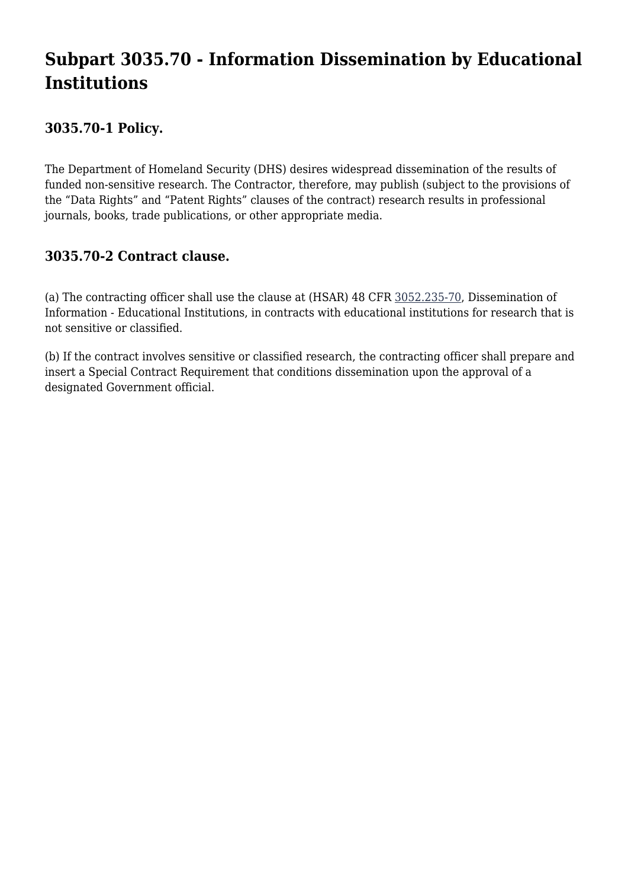# Subpart 3035.70 - Information Dissemination by Educational Institutions

## 3035.70-1 Policy.

The Department of Homeland Security (DHS) desires widespread dissemination of the results of funded non-sensitive research. The Contractor, therefore, may publish (subject to the provisions of the "Data Rights" and "Patent Rights" clauses of the contract) research results in professional journals, books, trade publications, or other appropriate media.

## 3035.70-2 Contract clause.

(a) The contracting officer shall use the clause at (HSAR) 48 CFR 3052.235-70, Dissemination of Information - Educational Institutions, in contracts with educational institutions for research that is not sensitive or classified.

(b) If the contract involves sensitive or classified research, the contracting officer shall prepare and insert a Special Contract Requirement that conditions dissemination upon the approval of a designated Government official.